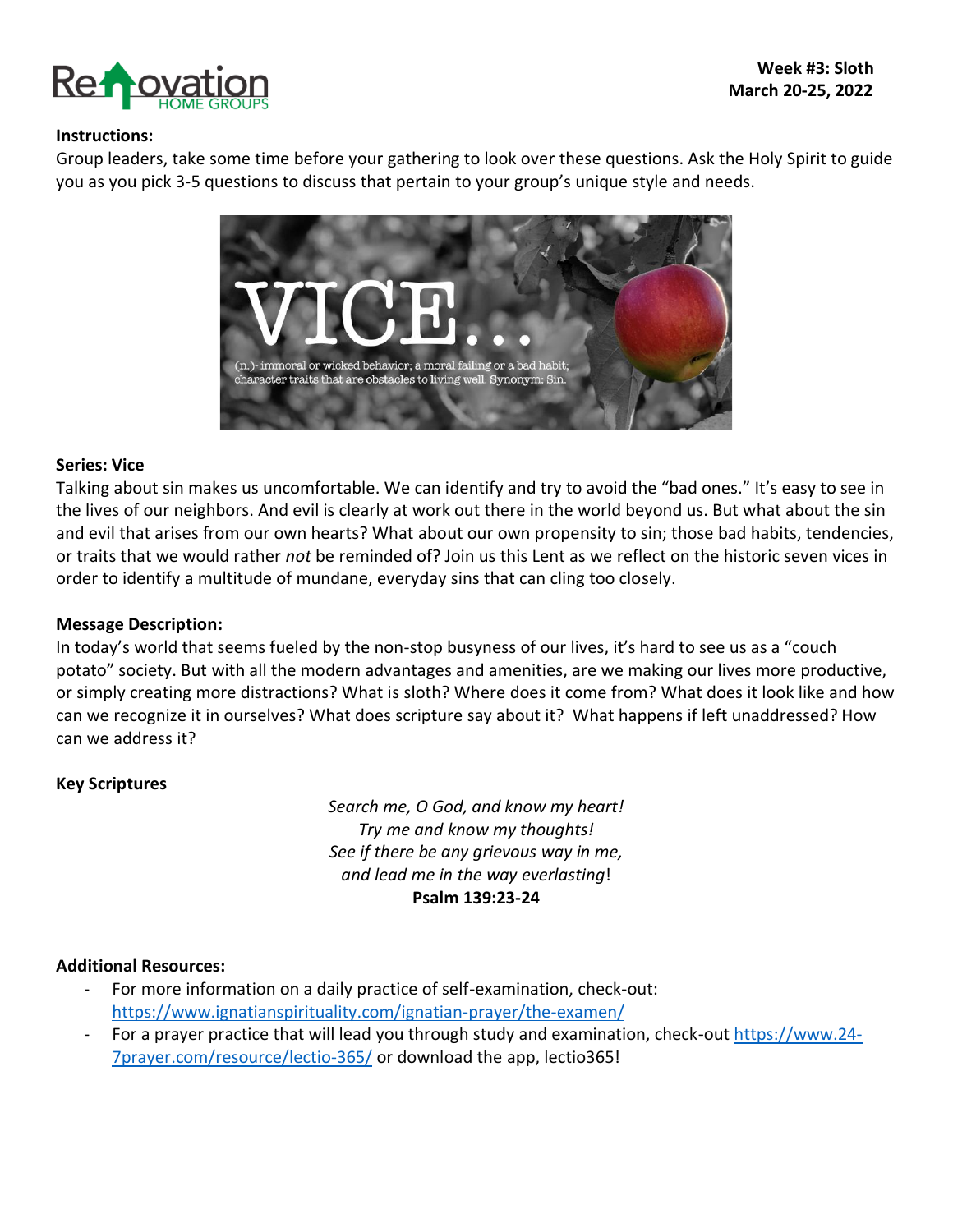**Week #3: Sloth**
**March 20-25, 2022**

**Instructions:**

Group leaders, take some time before your gathering to look over these questions. Ask the Holy Spirit to guide you as you pick 3-5 questions to discuss that pertain to your group's unique style and needs.

VICE...

(n.)- immoral or wicked behavior; a moral failing or a bad habit; character traits that are obstacles to living well. Synonym: Sin.

**Series: Vice**

Talking about sin makes us uncomfortable. We can identify and try to avoid the "bad ones." It's easy to see in the lives of our neighbors. And evil is clearly at work out there in the world beyond us. But what about the sin and evil that arises from our own hearts? What about our own propensity to sin; those bad habits, tendencies, or traits that we would rather *not* be reminded of? Join us this Lent as we reflect on the historic seven vices in order to identify a multitude of mundane, everyday sins that can cling too closely.

**Message Description:**

In today's world that seems fueled by the non-stop busyness of our lives, it's hard to see us as a "couch potato" society. But with all the modern advantages and amenities, are we making our lives more productive, or simply creating more distractions? What is sloth? Where does it come from? What does it look like and how can we recognize it in ourselves? What does scripture say about it? What happens if left unaddressed? How can we address it?

**Key Scriptures**

*Search me, O God, and know my heart!*
*Try me and know my thoughts!*
*See if there be any grievous way in me,*
*and lead me in the way everlasting*!
**Psalm 139:23-24**

**Additional Resources:**

- For more information on a daily practice of self-examination, check-out: https://www.ignatianspirituality.com/ignatian-prayer/the-examen/
- For a prayer practice that will lead you through study and examination, check-out https://www.24-7prayer.com/resource/lectio-365/ or download the app, lectio365!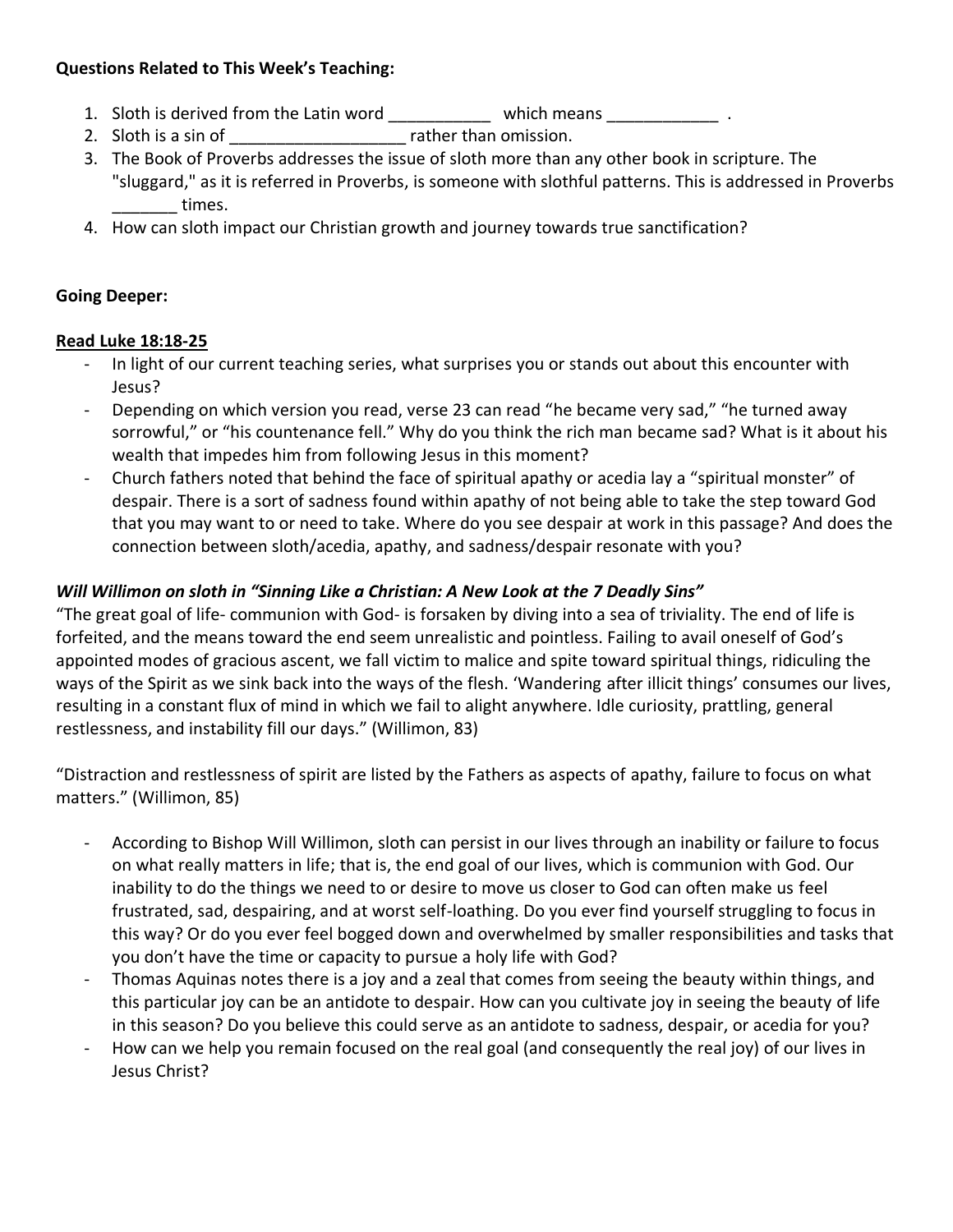**Questions Related to This Week's Teaching:**

1. Sloth is derived from the Latin word ___________ which means ____________ .
2. Sloth is a sin of ___________________ rather than omission.
3. The Book of Proverbs addresses the issue of sloth more than any other book in scripture. The "sluggard," as it is referred in Proverbs, is someone with slothful patterns. This is addressed in Proverbs _______ times.
4. How can sloth impact our Christian growth and journey towards true sanctification?

**Going Deeper:**

**<u>Read Luke 18:18-25</u>**

- In light of our current teaching series, what surprises you or stands out about this encounter with Jesus?
- Depending on which version you read, verse 23 can read "he became very sad," "he turned away sorrowful," or "his countenance fell." Why do you think the rich man became sad? What is it about his wealth that impedes him from following Jesus in this moment?
- Church fathers noted that behind the face of spiritual apathy or acedia lay a "spiritual monster" of despair. There is a sort of sadness found within apathy of not being able to take the step toward God that you may want to or need to take. Where do you see despair at work in this passage? And does the connection between sloth/acedia, apathy, and sadness/despair resonate with you?

***Will Willimon on sloth in "Sinning Like a Christian: A New Look at the 7 Deadly Sins"***

"The great goal of life- communion with God- is forsaken by diving into a sea of triviality. The end of life is forfeited, and the means toward the end seem unrealistic and pointless. Failing to avail oneself of God's appointed modes of gracious ascent, we fall victim to malice and spite toward spiritual things, ridiculing the ways of the Spirit as we sink back into the ways of the flesh. 'Wandering after illicit things' consumes our lives, resulting in a constant flux of mind in which we fail to alight anywhere. Idle curiosity, prattling, general restlessness, and instability fill our days." (Willimon, 83)

"Distraction and restlessness of spirit are listed by the Fathers as aspects of apathy, failure to focus on what matters." (Willimon, 85)

- According to Bishop Will Willimon, sloth can persist in our lives through an inability or failure to focus on what really matters in life; that is, the end goal of our lives, which is communion with God. Our inability to do the things we need to or desire to move us closer to God can often make us feel frustrated, sad, despairing, and at worst self-loathing. Do you ever find yourself struggling to focus in this way? Or do you ever feel bogged down and overwhelmed by smaller responsibilities and tasks that you don't have the time or capacity to pursue a holy life with God?
- Thomas Aquinas notes there is a joy and a zeal that comes from seeing the beauty within things, and this particular joy can be an antidote to despair. How can you cultivate joy in seeing the beauty of life in this season? Do you believe this could serve as an antidote to sadness, despair, or acedia for you?
- How can we help you remain focused on the real goal (and consequently the real joy) of our lives in Jesus Christ?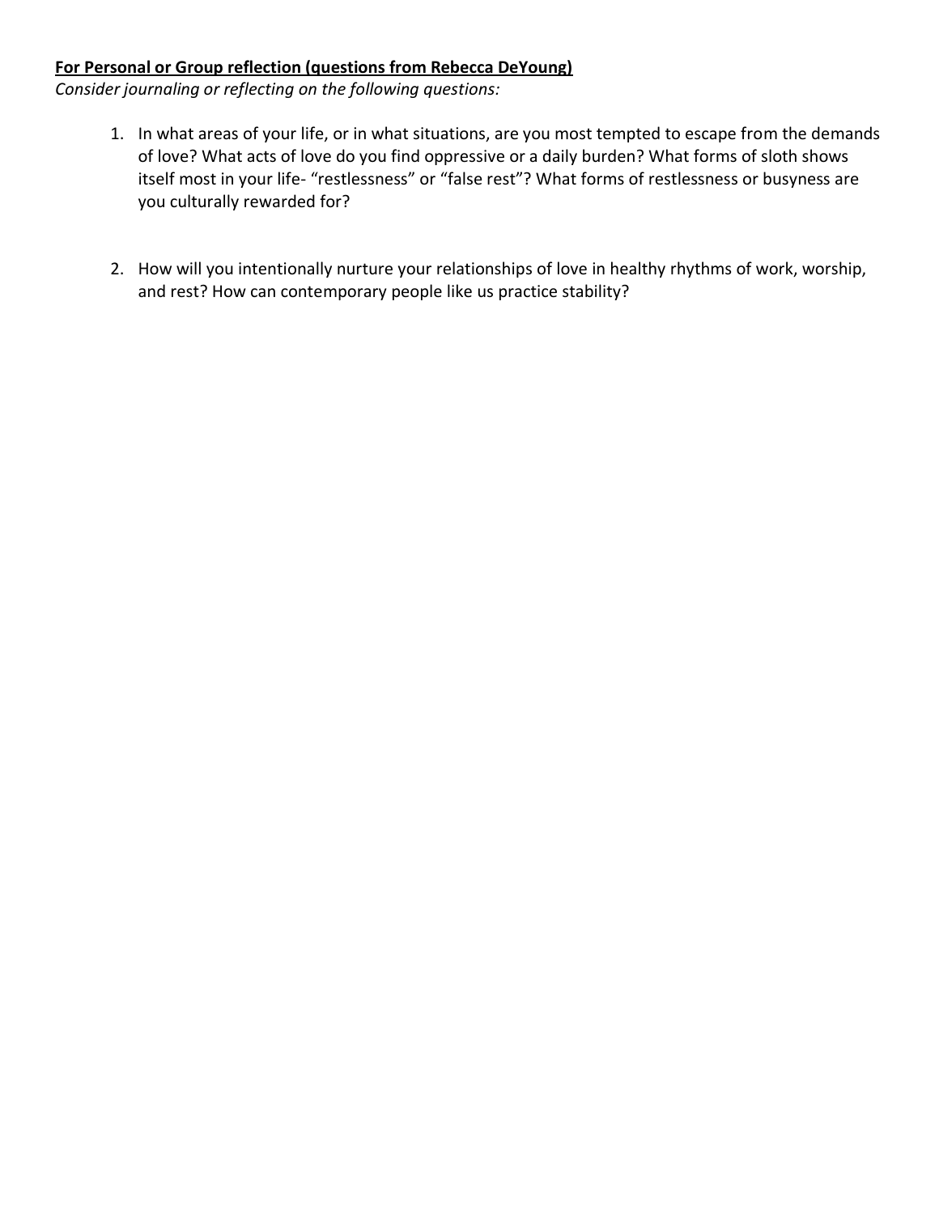**<u>For Personal or Group reflection (questions from Rebecca DeYoung)</u>**

*Consider journaling or reflecting on the following questions:*

1. In what areas of your life, or in what situations, are you most tempted to escape from the demands of love? What acts of love do you find oppressive or a daily burden? What forms of sloth shows itself most in your life- "restlessness" or "false rest"? What forms of restlessness or busyness are you culturally rewarded for?

2. How will you intentionally nurture your relationships of love in healthy rhythms of work, worship, and rest? How can contemporary people like us practice stability?